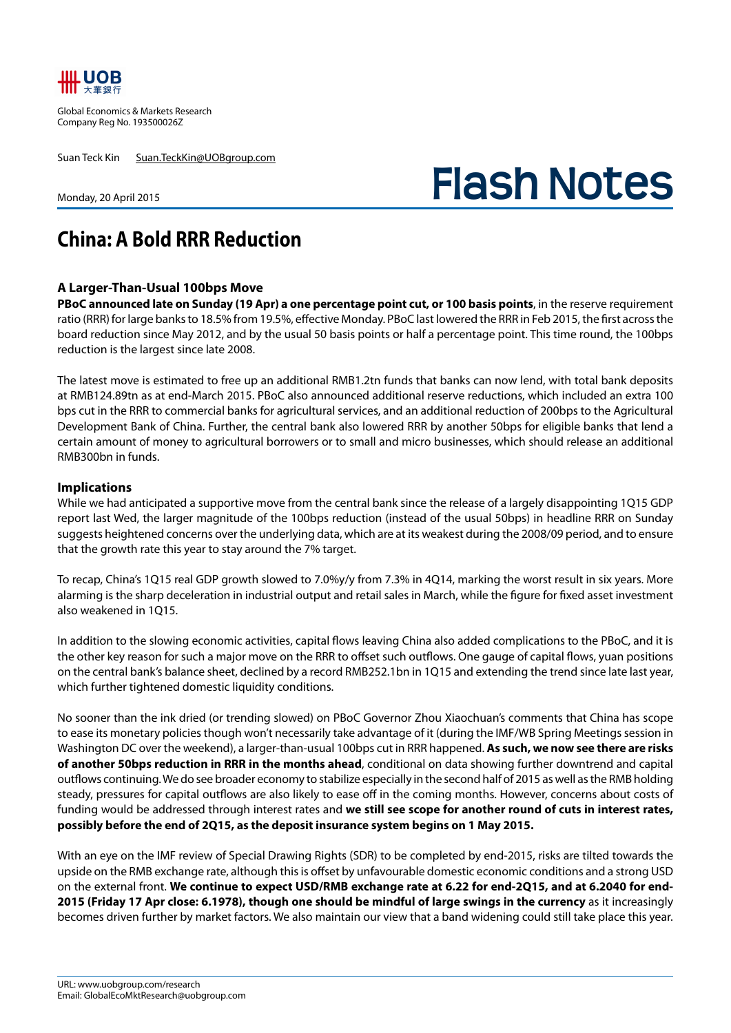UOB 大華銀行

Global Economics & Markets Research
Company Reg No. 193500026Z

Suan Teck Kin Suan.TeckKin@UOBgroup.com

Monday, 20 April 2015

# Flash Notes

## China: A Bold RRR Reduction

### A Larger-Than-Usual 100bps Move

**PBoC announced late on Sunday (19 Apr) a one percentage point cut, or 100 basis points**, in the reserve requirement ratio (RRR) for large banks to 18.5% from 19.5%, effective Monday. PBoC last lowered the RRR in Feb 2015, the first across the board reduction since May 2012, and by the usual 50 basis points or half a percentage point. This time round, the 100bps reduction is the largest since late 2008.

The latest move is estimated to free up an additional RMB1.2tn funds that banks can now lend, with total bank deposits at RMB124.89tn as at end-March 2015. PBoC also announced additional reserve reductions, which included an extra 100 bps cut in the RRR to commercial banks for agricultural services, and an additional reduction of 200bps to the Agricultural Development Bank of China. Further, the central bank also lowered RRR by another 50bps for eligible banks that lend a certain amount of money to agricultural borrowers or to small and micro businesses, which should release an additional RMB300bn in funds.

### Implications

While we had anticipated a supportive move from the central bank since the release of a largely disappointing 1Q15 GDP report last Wed, the larger magnitude of the 100bps reduction (instead of the usual 50bps) in headline RRR on Sunday suggests heightened concerns over the underlying data, which are at its weakest during the 2008/09 period, and to ensure that the growth rate this year to stay around the 7% target.

To recap, China's 1Q15 real GDP growth slowed to 7.0%y/y from 7.3% in 4Q14, marking the worst result in six years. More alarming is the sharp deceleration in industrial output and retail sales in March, while the figure for fixed asset investment also weakened in 1Q15.

In addition to the slowing economic activities, capital flows leaving China also added complications to the PBoC, and it is the other key reason for such a major move on the RRR to offset such outflows. One gauge of capital flows, yuan positions on the central bank's balance sheet, declined by a record RMB252.1bn in 1Q15 and extending the trend since late last year, which further tightened domestic liquidity conditions.

No sooner than the ink dried (or trending slowed) on PBoC Governor Zhou Xiaochuan's comments that China has scope to ease its monetary policies though won't necessarily take advantage of it (during the IMF/WB Spring Meetings session in Washington DC over the weekend), a larger-than-usual 100bps cut in RRR happened. **As such, we now see there are risks of another 50bps reduction in RRR in the months ahead**, conditional on data showing further downtrend and capital outflows continuing. We do see broader economy to stabilize especially in the second half of 2015 as well as the RMB holding steady, pressures for capital outflows are also likely to ease off in the coming months. However, concerns about costs of funding would be addressed through interest rates and **we still see scope for another round of cuts in interest rates, possibly before the end of 2Q15, as the deposit insurance system begins on 1 May 2015.**

With an eye on the IMF review of Special Drawing Rights (SDR) to be completed by end-2015, risks are tilted towards the upside on the RMB exchange rate, although this is offset by unfavourable domestic economic conditions and a strong USD on the external front. **We continue to expect USD/RMB exchange rate at 6.22 for end-2Q15, and at 6.2040 for end-2015 (Friday 17 Apr close: 6.1978), though one should be mindful of large swings in the currency** as it increasingly becomes driven further by market factors. We also maintain our view that a band widening could still take place this year.

URL: www.uobgroup.com/research
Email: GlobalEcoMktResearch@uobgroup.com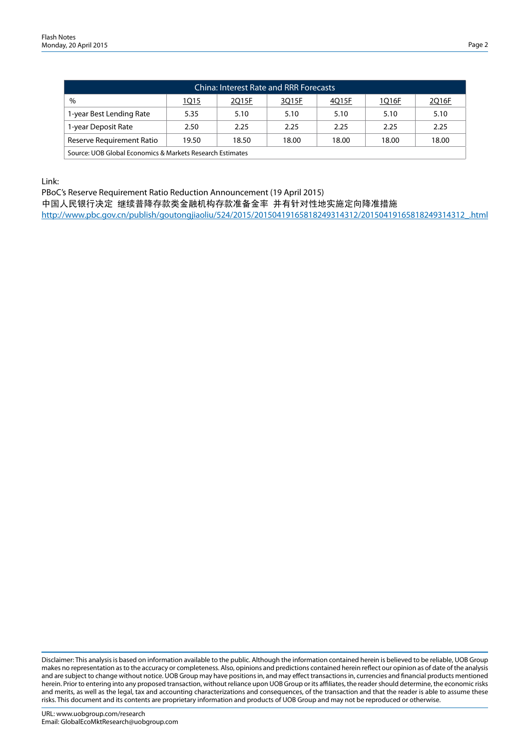| China: Interest Rate and RRR Forecasts | | | | | | |
|---|---|---|---|---|---|---|
| % | 1Q15 | 2Q15F | 3Q15F | 4Q15F | 1Q16F | 2Q16F |
| 1-year Best Lending Rate | 5.35 | 5.10 | 5.10 | 5.10 | 5.10 | 5.10 |
| 1-year Deposit Rate | 2.50 | 2.25 | 2.25 | 2.25 | 2.25 | 2.25 |
| Reserve Requirement Ratio | 19.50 | 18.50 | 18.00 | 18.00 | 18.00 | 18.00 |
| Source: UOB Global Economics & Markets Research Estimates | | | | | | |

Link:

PBoC's Reserve Requirement Ratio Reduction Announcement (19 April 2015)

中国人民银行决定 继续普降存款类金融机构存款准备金率 并有针对性地实施定向降准措施

http://www.pbc.gov.cn/publish/goutongjiaoliu/524/2015/20150419165818249314312/20150419165818249314312_.html

Disclaimer: This analysis is based on information available to the public. Although the information contained herein is believed to be reliable, UOB Group makes no representation as to the accuracy or completeness. Also, opinions and predictions contained herein reflect our opinion as of date of the analysis and are subject to change without notice. UOB Group may have positions in, and may effect transactions in, currencies and financial products mentioned herein. Prior to entering into any proposed transaction, without reliance upon UOB Group or its affiliates, the reader should determine, the economic risks and merits, as well as the legal, tax and accounting characterizations and consequences, of the transaction and that the reader is able to assume these risks. This document and its contents are proprietary information and products of UOB Group and may not be reproduced or otherwise.

URL: www.uobgroup.com/research
Email: GlobalEcoMktResearch@uobgroup.com